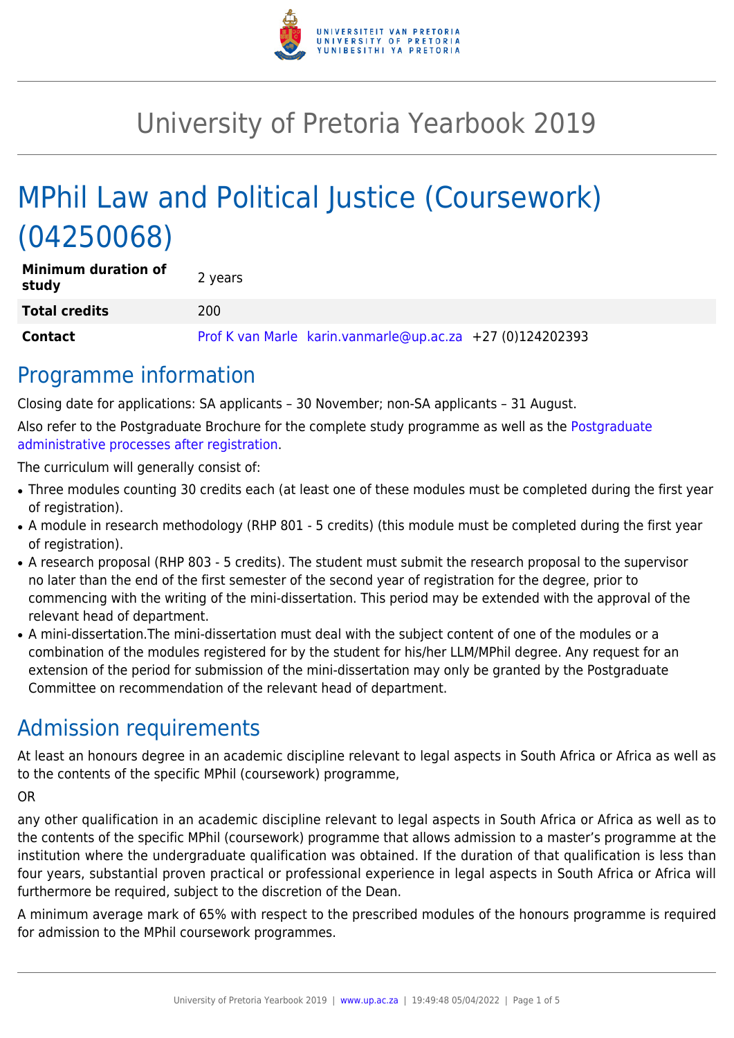# University of Pretoria Yearbook 2019

# MPhil Law and Political Justice (Coursework) (04250068)

| | |
|---|---|
| **Minimum duration of study** | 2 years |
| **Total credits** | 200 |
| **Contact** | Prof K van Marle karin.vanmarle@up.ac.za +27 (0)124202393 |

## Programme information

Closing date for applications: SA applicants – 30 November; non-SA applicants – 31 August.

Also refer to the Postgraduate Brochure for the complete study programme as well as the Postgraduate administrative processes after registration.

The curriculum will generally consist of:

- Three modules counting 30 credits each (at least one of these modules must be completed during the first year of registration).
- A module in research methodology (RHP 801 - 5 credits) (this module must be completed during the first year of registration).
- A research proposal (RHP 803 - 5 credits). The student must submit the research proposal to the supervisor no later than the end of the first semester of the second year of registration for the degree, prior to commencing with the writing of the mini-dissertation. This period may be extended with the approval of the relevant head of department.
- A mini-dissertation.The mini-dissertation must deal with the subject content of one of the modules or a combination of the modules registered for by the student for his/her LLM/MPhil degree. Any request for an extension of the period for submission of the mini-dissertation may only be granted by the Postgraduate Committee on recommendation of the relevant head of department.

## Admission requirements

At least an honours degree in an academic discipline relevant to legal aspects in South Africa or Africa as well as to the contents of the specific MPhil (coursework) programme,

OR

any other qualification in an academic discipline relevant to legal aspects in South Africa or Africa as well as to the contents of the specific MPhil (coursework) programme that allows admission to a master's programme at the institution where the undergraduate qualification was obtained. If the duration of that qualification is less than four years, substantial proven practical or professional experience in legal aspects in South Africa or Africa will furthermore be required, subject to the discretion of the Dean.

A minimum average mark of 65% with respect to the prescribed modules of the honours programme is required for admission to the MPhil coursework programmes.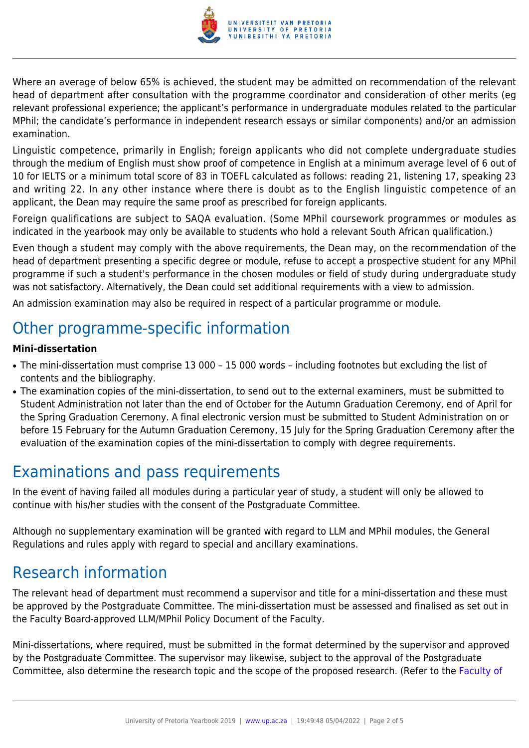Where an average of below 65% is achieved, the student may be admitted on recommendation of the relevant head of department after consultation with the programme coordinator and consideration of other merits (eg relevant professional experience; the applicant's performance in undergraduate modules related to the particular MPhil; the candidate's performance in independent research essays or similar components) and/or an admission examination.

Linguistic competence, primarily in English; foreign applicants who did not complete undergraduate studies through the medium of English must show proof of competence in English at a minimum average level of 6 out of 10 for IELTS or a minimum total score of 83 in TOEFL calculated as follows: reading 21, listening 17, speaking 23 and writing 22. In any other instance where there is doubt as to the English linguistic competence of an applicant, the Dean may require the same proof as prescribed for foreign applicants.

Foreign qualifications are subject to SAQA evaluation. (Some MPhil coursework programmes or modules as indicated in the yearbook may only be available to students who hold a relevant South African qualification.)

Even though a student may comply with the above requirements, the Dean may, on the recommendation of the head of department presenting a specific degree or module, refuse to accept a prospective student for any MPhil programme if such a student's performance in the chosen modules or field of study during undergraduate study was not satisfactory. Alternatively, the Dean could set additional requirements with a view to admission.

An admission examination may also be required in respect of a particular programme or module.

# Other programme-specific information

**Mini-dissertation**

- The mini-dissertation must comprise 13 000 – 15 000 words – including footnotes but excluding the list of contents and the bibliography.
- The examination copies of the mini-dissertation, to send out to the external examiners, must be submitted to Student Administration not later than the end of October for the Autumn Graduation Ceremony, end of April for the Spring Graduation Ceremony. A final electronic version must be submitted to Student Administration on or before 15 February for the Autumn Graduation Ceremony, 15 July for the Spring Graduation Ceremony after the evaluation of the examination copies of the mini-dissertation to comply with degree requirements.

# Examinations and pass requirements

In the event of having failed all modules during a particular year of study, a student will only be allowed to continue with his/her studies with the consent of the Postgraduate Committee.

Although no supplementary examination will be granted with regard to LLM and MPhil modules, the General Regulations and rules apply with regard to special and ancillary examinations.

# Research information

The relevant head of department must recommend a supervisor and title for a mini-dissertation and these must be approved by the Postgraduate Committee. The mini-dissertation must be assessed and finalised as set out in the Faculty Board-approved LLM/MPhil Policy Document of the Faculty.

Mini-dissertations, where required, must be submitted in the format determined by the supervisor and approved by the Postgraduate Committee. The supervisor may likewise, subject to the approval of the Postgraduate Committee, also determine the research topic and the scope of the proposed research. (Refer to the Faculty of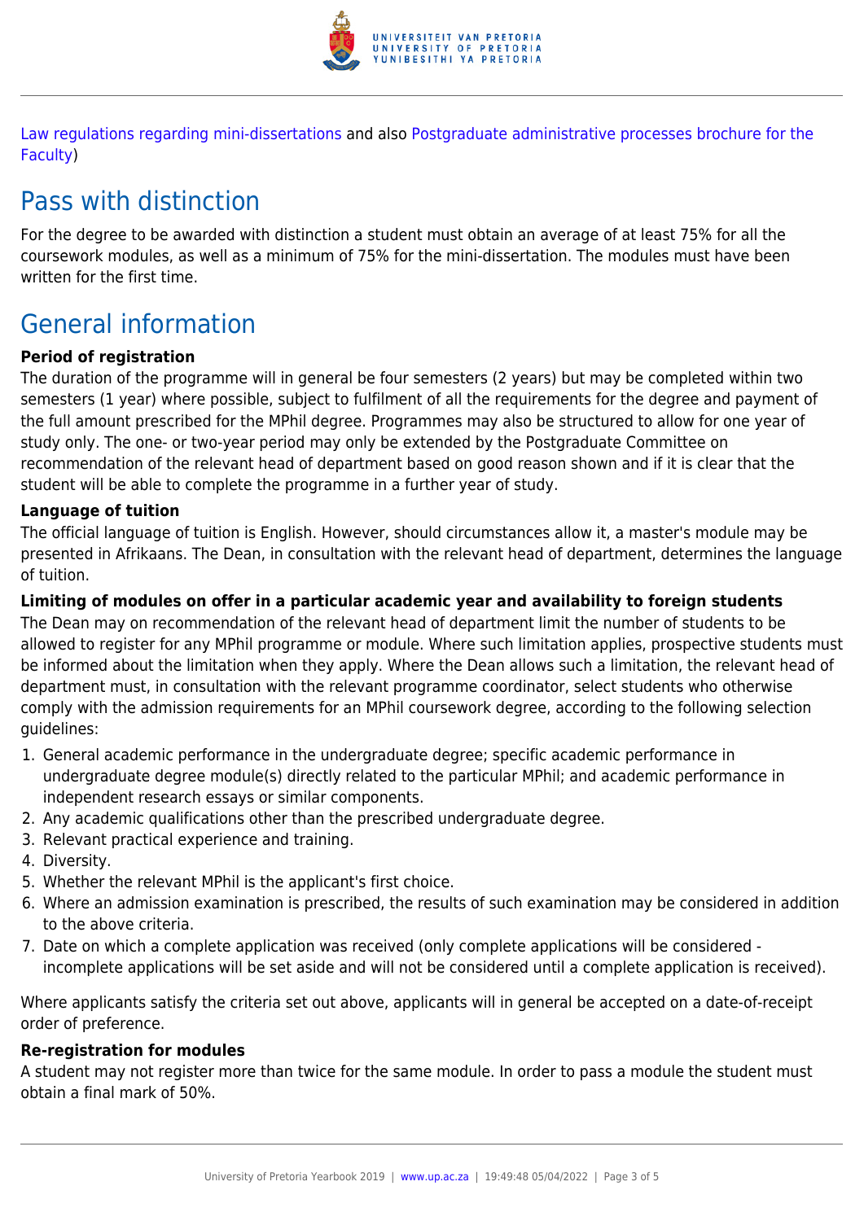Law regulations regarding mini-dissertations and also Postgraduate administrative processes brochure for the Faculty)

## Pass with distinction

For the degree to be awarded with distinction a student must obtain an average of at least 75% for all the coursework modules, as well as a minimum of 75% for the mini-dissertation. The modules must have been written for the first time.

## General information

**Period of registration**

The duration of the programme will in general be four semesters (2 years) but may be completed within two semesters (1 year) where possible, subject to fulfilment of all the requirements for the degree and payment of the full amount prescribed for the MPhil degree. Programmes may also be structured to allow for one year of study only. The one- or two-year period may only be extended by the Postgraduate Committee on recommendation of the relevant head of department based on good reason shown and if it is clear that the student will be able to complete the programme in a further year of study.

**Language of tuition**

The official language of tuition is English. However, should circumstances allow it, a master's module may be presented in Afrikaans. The Dean, in consultation with the relevant head of department, determines the language of tuition.

**Limiting of modules on offer in a particular academic year and availability to foreign students**

The Dean may on recommendation of the relevant head of department limit the number of students to be allowed to register for any MPhil programme or module. Where such limitation applies, prospective students must be informed about the limitation when they apply. Where the Dean allows such a limitation, the relevant head of department must, in consultation with the relevant programme coordinator, select students who otherwise comply with the admission requirements for an MPhil coursework degree, according to the following selection guidelines:

1. General academic performance in the undergraduate degree; specific academic performance in undergraduate degree module(s) directly related to the particular MPhil; and academic performance in independent research essays or similar components.
2. Any academic qualifications other than the prescribed undergraduate degree.
3. Relevant practical experience and training.
4. Diversity.
5. Whether the relevant MPhil is the applicant's first choice.
6. Where an admission examination is prescribed, the results of such examination may be considered in addition to the above criteria.
7. Date on which a complete application was received (only complete applications will be considered - incomplete applications will be set aside and will not be considered until a complete application is received).

Where applicants satisfy the criteria set out above, applicants will in general be accepted on a date-of-receipt order of preference.

**Re-registration for modules**

A student may not register more than twice for the same module. In order to pass a module the student must obtain a final mark of 50%.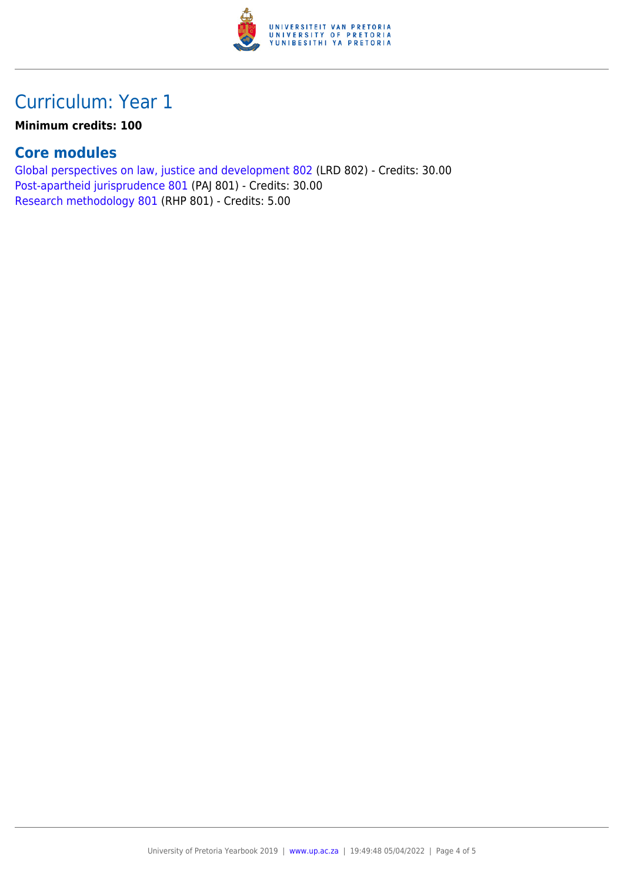## Curriculum: Year 1

**Minimum credits: 100**

### Core modules

Global perspectives on law, justice and development 802 (LRD 802) - Credits: 30.00
Post-apartheid jurisprudence 801 (PAJ 801) - Credits: 30.00
Research methodology 801 (RHP 801) - Credits: 5.00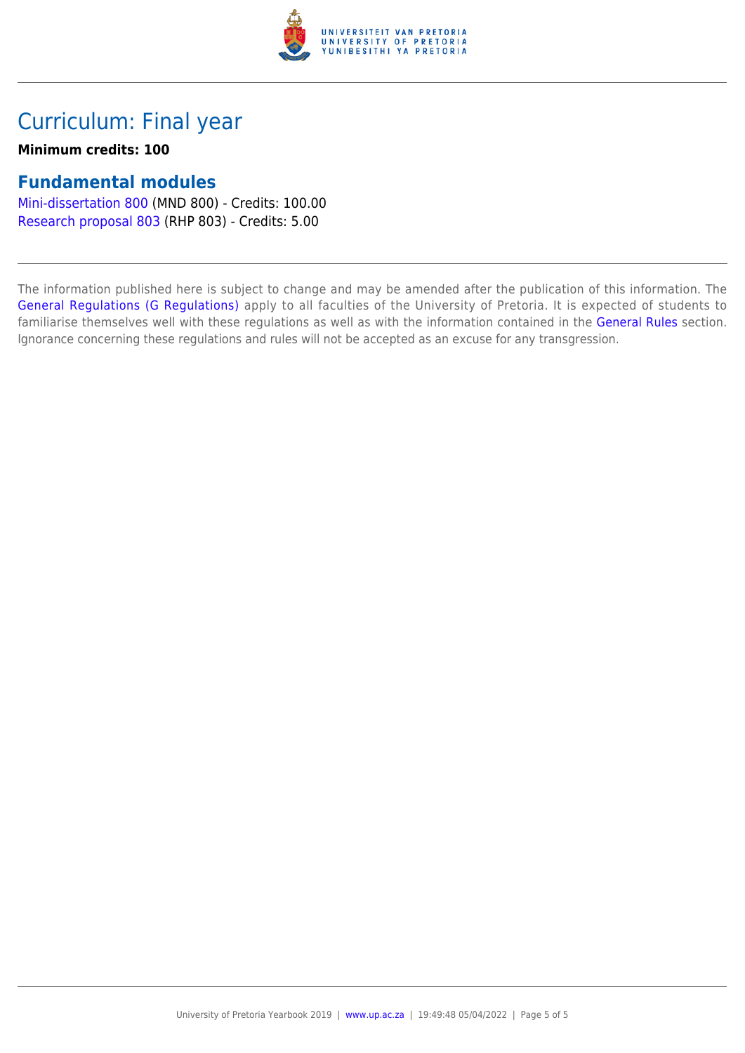# Curriculum: Final year

**Minimum credits: 100**

## Fundamental modules

Mini-dissertation 800 (MND 800) - Credits: 100.00
Research proposal 803 (RHP 803) - Credits: 5.00

The information published here is subject to change and may be amended after the publication of this information. The General Regulations (G Regulations) apply to all faculties of the University of Pretoria. It is expected of students to familiarise themselves well with these regulations as well as with the information contained in the General Rules section. Ignorance concerning these regulations and rules will not be accepted as an excuse for any transgression.